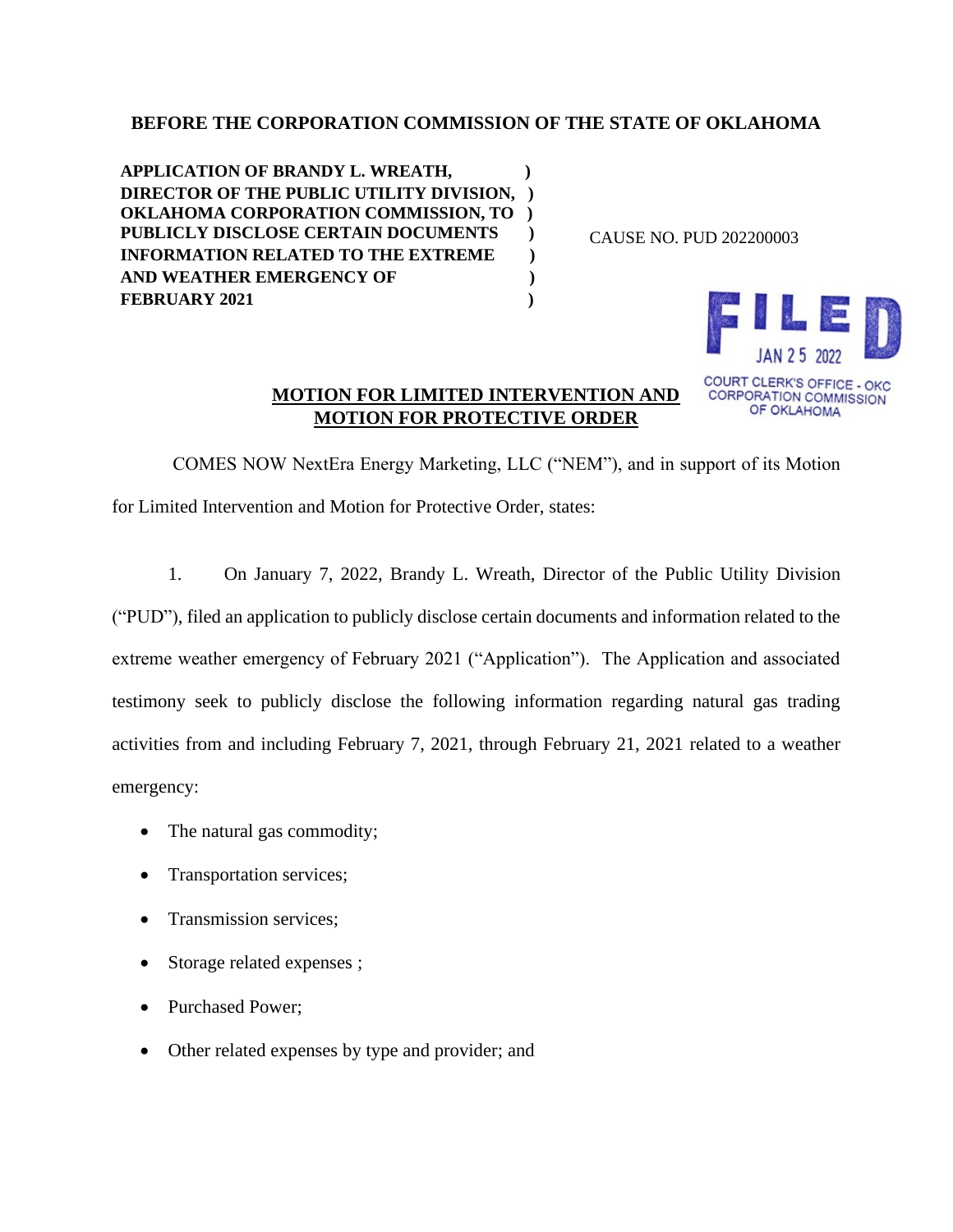**BEFORE THE CORPORATION COMMISSION OF THE STATE OF OKLAHOMA**

| | |
|---|---|
| **APPLICATION OF BRANDY L. WREATH, DIRECTOR OF THE PUBLIC UTILITY DIVISION, OKLAHOMA CORPORATION COMMISSION, TO PUBLICLY DISCLOSE CERTAIN DOCUMENTS INFORMATION RELATED TO THE EXTREME AND WEATHER EMERGENCY OF FEBRUARY 2021** | CAUSE NO. PUD 202200003 |

FILED
JAN 25 2022
COURT CLERK'S OFFICE - OKC
CORPORATION COMMISSION
OF OKLAHOMA

**MOTION FOR LIMITED INTERVENTION AND MOTION FOR PROTECTIVE ORDER**

COMES NOW NextEra Energy Marketing, LLC ("NEM"), and in support of its Motion for Limited Intervention and Motion for Protective Order, states:

1. On January 7, 2022, Brandy L. Wreath, Director of the Public Utility Division ("PUD"), filed an application to publicly disclose certain documents and information related to the extreme weather emergency of February 2021 ("Application"). The Application and associated testimony seek to publicly disclose the following information regarding natural gas trading activities from and including February 7, 2021, through February 21, 2021 related to a weather emergency:

- The natural gas commodity;
- Transportation services;
- Transmission services;
- Storage related expenses ;
- Purchased Power;
- Other related expenses by type and provider; and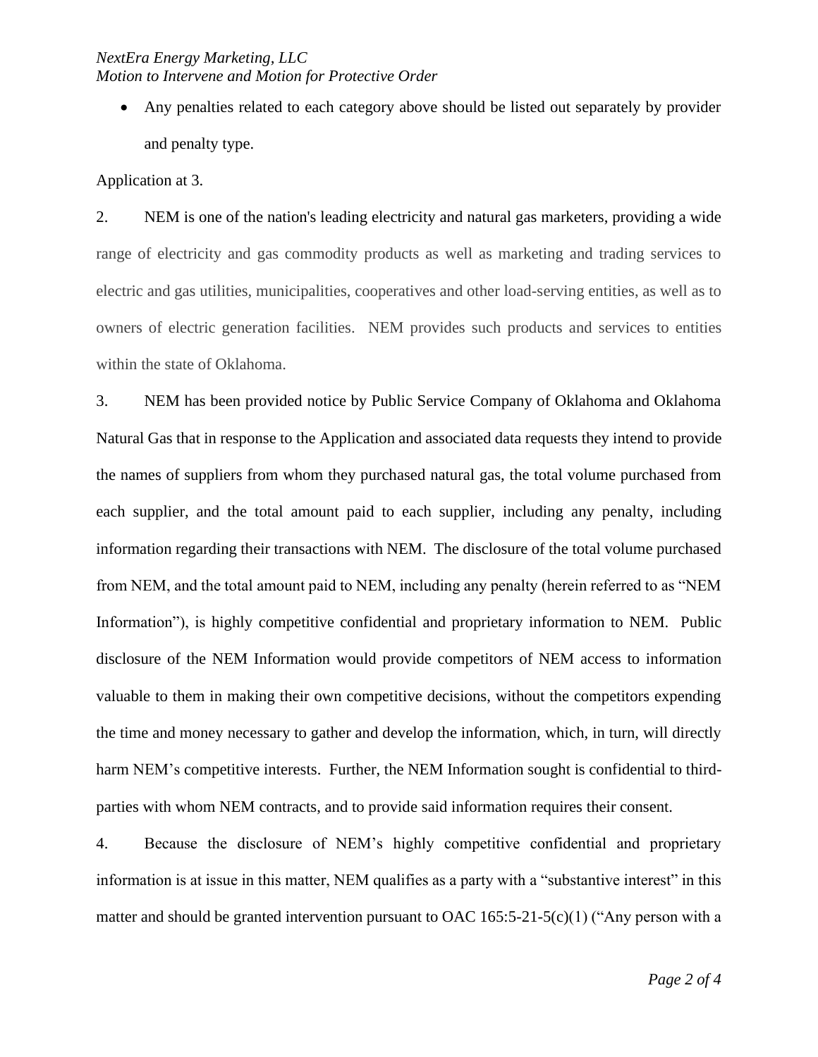- Any penalties related to each category above should be listed out separately by provider and penalty type.

Application at 3.

2. NEM is one of the nation's leading electricity and natural gas marketers, providing a wide range of electricity and gas commodity products as well as marketing and trading services to electric and gas utilities, municipalities, cooperatives and other load-serving entities, as well as to owners of electric generation facilities. NEM provides such products and services to entities within the state of Oklahoma.

3. NEM has been provided notice by Public Service Company of Oklahoma and Oklahoma Natural Gas that in response to the Application and associated data requests they intend to provide the names of suppliers from whom they purchased natural gas, the total volume purchased from each supplier, and the total amount paid to each supplier, including any penalty, including information regarding their transactions with NEM. The disclosure of the total volume purchased from NEM, and the total amount paid to NEM, including any penalty (herein referred to as "NEM Information"), is highly competitive confidential and proprietary information to NEM. Public disclosure of the NEM Information would provide competitors of NEM access to information valuable to them in making their own competitive decisions, without the competitors expending the time and money necessary to gather and develop the information, which, in turn, will directly harm NEM's competitive interests. Further, the NEM Information sought is confidential to third-parties with whom NEM contracts, and to provide said information requires their consent.

4. Because the disclosure of NEM's highly competitive confidential and proprietary information is at issue in this matter, NEM qualifies as a party with a "substantive interest" in this matter and should be granted intervention pursuant to OAC 165:5-21-5(c)(1) ("Any person with a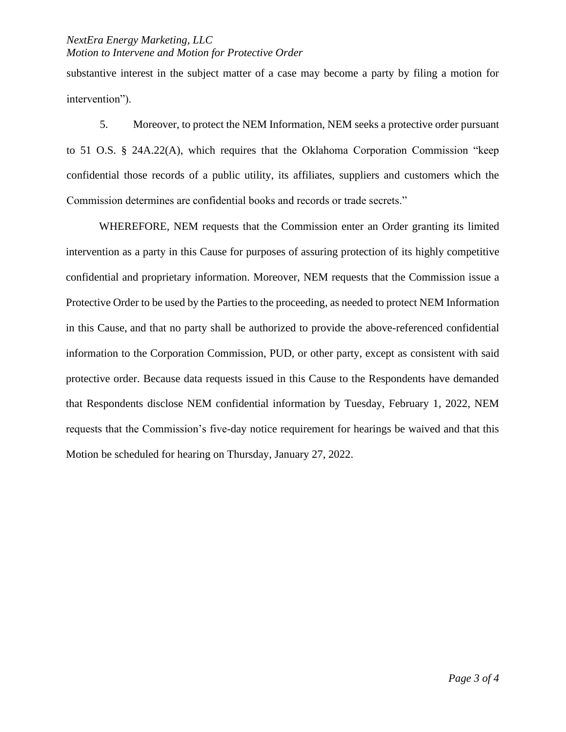substantive interest in the subject matter of a case may become a party by filing a motion for intervention").

5. Moreover, to protect the NEM Information, NEM seeks a protective order pursuant to 51 O.S. § 24A.22(A), which requires that the Oklahoma Corporation Commission "keep confidential those records of a public utility, its affiliates, suppliers and customers which the Commission determines are confidential books and records or trade secrets."

WHEREFORE, NEM requests that the Commission enter an Order granting its limited intervention as a party in this Cause for purposes of assuring protection of its highly competitive confidential and proprietary information. Moreover, NEM requests that the Commission issue a Protective Order to be used by the Parties to the proceeding, as needed to protect NEM Information in this Cause, and that no party shall be authorized to provide the above-referenced confidential information to the Corporation Commission, PUD, or other party, except as consistent with said protective order. Because data requests issued in this Cause to the Respondents have demanded that Respondents disclose NEM confidential information by Tuesday, February 1, 2022, NEM requests that the Commission's five-day notice requirement for hearings be waived and that this Motion be scheduled for hearing on Thursday, January 27, 2022.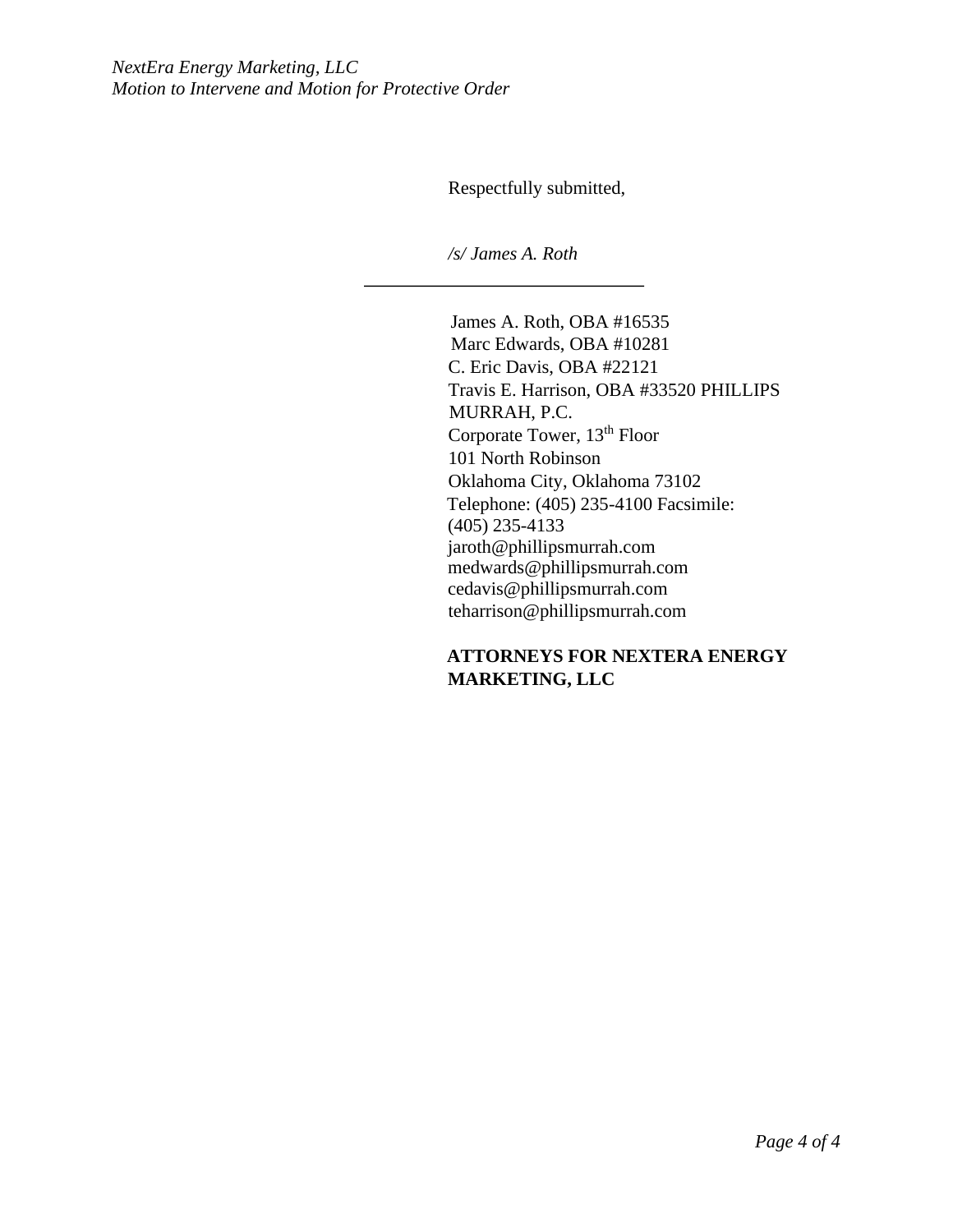Respectfully submitted,

*/s/ James A. Roth*

\_\_\_\_\_\_\_\_\_\_\_\_\_\_\_\_\_\_\_\_\_\_\_\_\_\_\_\_\_\_

James A. Roth, OBA #16535
Marc Edwards, OBA #10281
C. Eric Davis, OBA #22121
Travis E. Harrison, OBA #33520 PHILLIPS MURRAH, P.C.
Corporate Tower, 13th Floor
101 North Robinson
Oklahoma City, Oklahoma 73102
Telephone: (405) 235-4100 Facsimile: (405) 235-4133
jaroth@phillipsmurrah.com
medwards@phillipsmurrah.com
cedavis@phillipsmurrah.com
teharrison@phillipsmurrah.com

**ATTORNEYS FOR NEXTERA ENERGY MARKETING, LLC**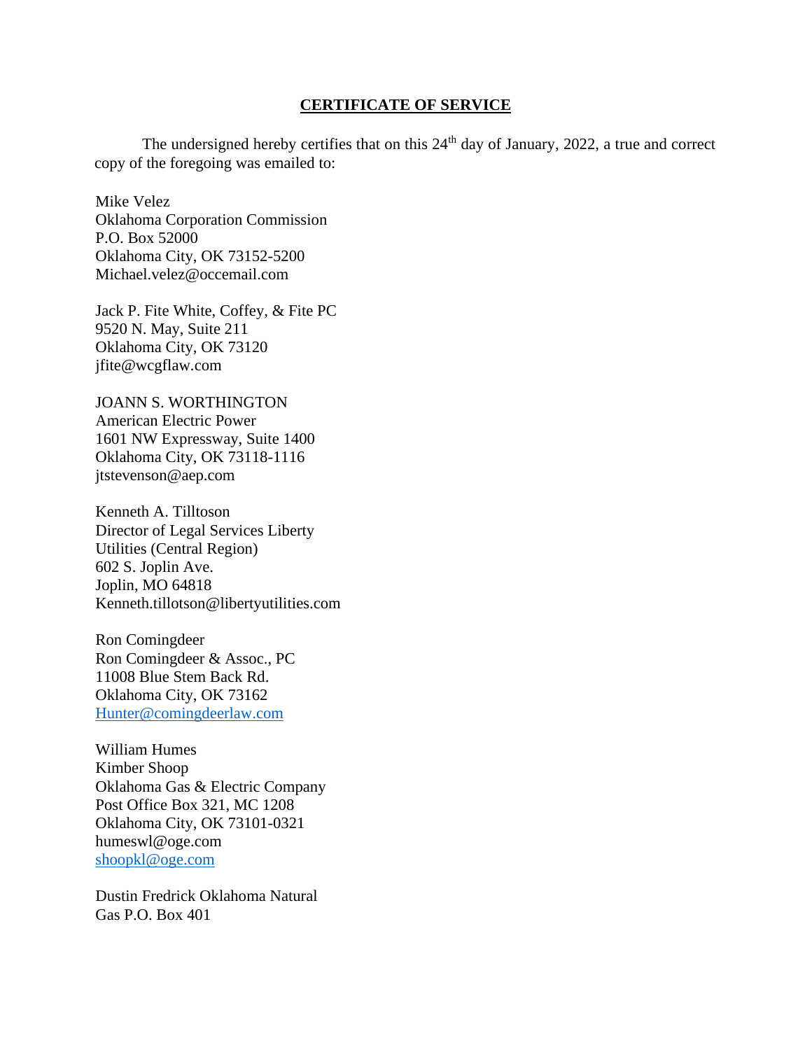**CERTIFICATE OF SERVICE**

The undersigned hereby certifies that on this 24th day of January, 2022, a true and correct copy of the foregoing was emailed to:

Mike Velez
Oklahoma Corporation Commission
P.O. Box 52000
Oklahoma City, OK 73152-5200
Michael.velez@occemail.com

Jack P. Fite White, Coffey, & Fite PC
9520 N. May, Suite 211
Oklahoma City, OK 73120
jfite@wcgflaw.com

JOANN S. WORTHINGTON
American Electric Power
1601 NW Expressway, Suite 1400
Oklahoma City, OK 73118-1116
jtstevenson@aep.com

Kenneth A. Tilltoson
Director of Legal Services Liberty
Utilities (Central Region)
602 S. Joplin Ave.
Joplin, MO 64818
Kenneth.tillotson@libertyutilities.com

Ron Comingdeer
Ron Comingdeer & Assoc., PC
11008 Blue Stem Back Rd.
Oklahoma City, OK 73162
Hunter@comingdeerlaw.com

William Humes
Kimber Shoop
Oklahoma Gas & Electric Company
Post Office Box 321, MC 1208
Oklahoma City, OK 73101-0321
humeswl@oge.com
shoopkl@oge.com

Dustin Fredrick Oklahoma Natural
Gas P.O. Box 401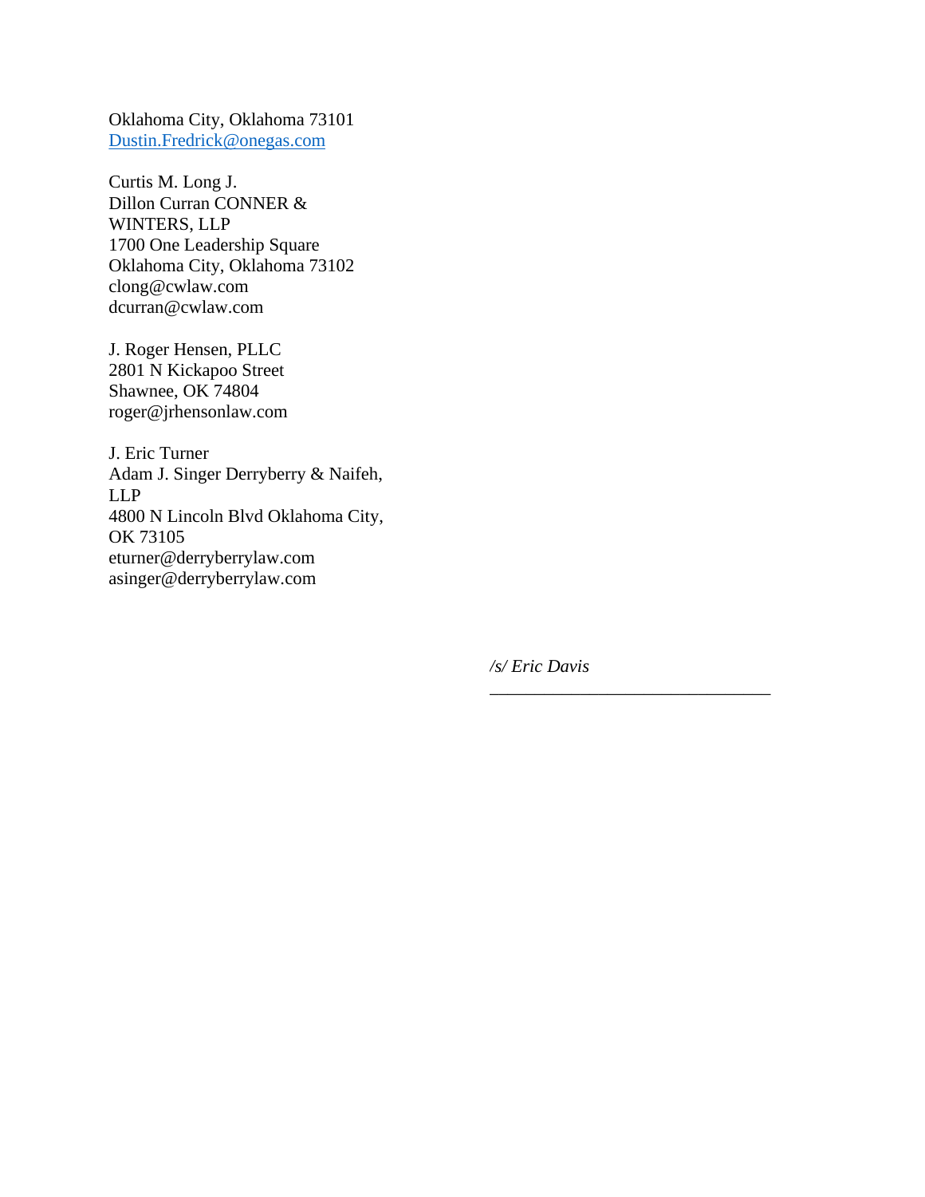Oklahoma City, Oklahoma 73101
Dustin.Fredrick@onegas.com

Curtis M. Long J.
Dillon Curran CONNER &
WINTERS, LLP
1700 One Leadership Square
Oklahoma City, Oklahoma 73102
clong@cwlaw.com
dcurran@cwlaw.com

J. Roger Hensen, PLLC
2801 N Kickapoo Street
Shawnee, OK 74804
roger@jrhensonlaw.com

J. Eric Turner
Adam J. Singer Derryberry & Naifeh,
LLP
4800 N Lincoln Blvd Oklahoma City,
OK 73105
eturner@derryberrylaw.com
asinger@derryberrylaw.com

*/s/ Eric Davis*

\_\_\_\_\_\_\_\_\_\_\_\_\_\_\_\_\_\_\_\_\_\_\_\_\_\_\_\_\_\_\_\_